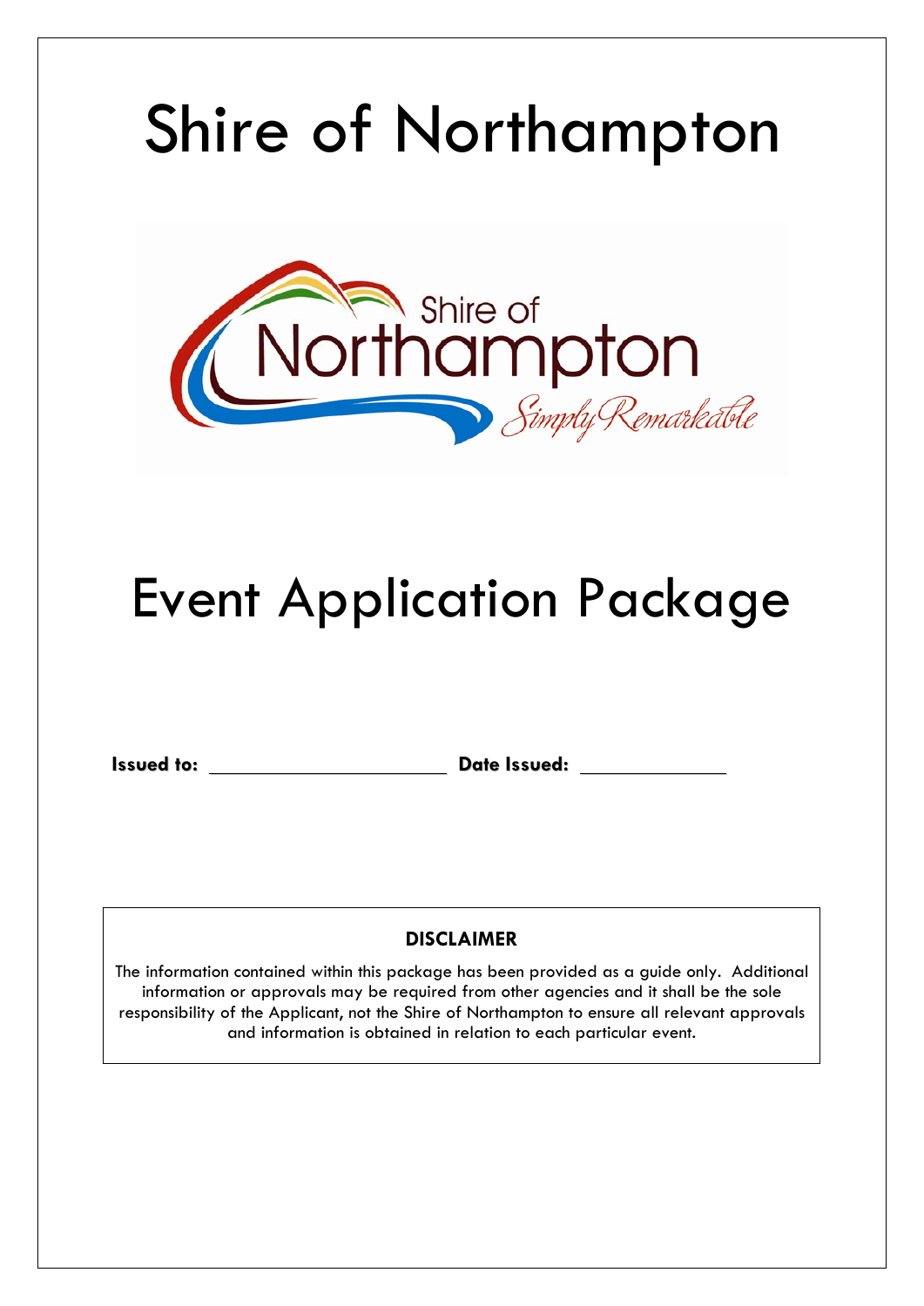# Shire of Northampton

# Event Application Package

**Issued to:** \_\_\_\_\_\_\_\_\_\_\_\_\_\_\_\_\_\_\_\_\_\_\_\_ **Date Issued:** \_\_\_\_\_\_\_\_\_\_\_\_\_\_\_

**DISCLAIMER**

The information contained within this package has been provided as a guide only. Additional information or approvals may be required from other agencies and it shall be the sole responsibility of the Applicant, not the Shire of Northampton to ensure all relevant approvals and information is obtained in relation to each particular event.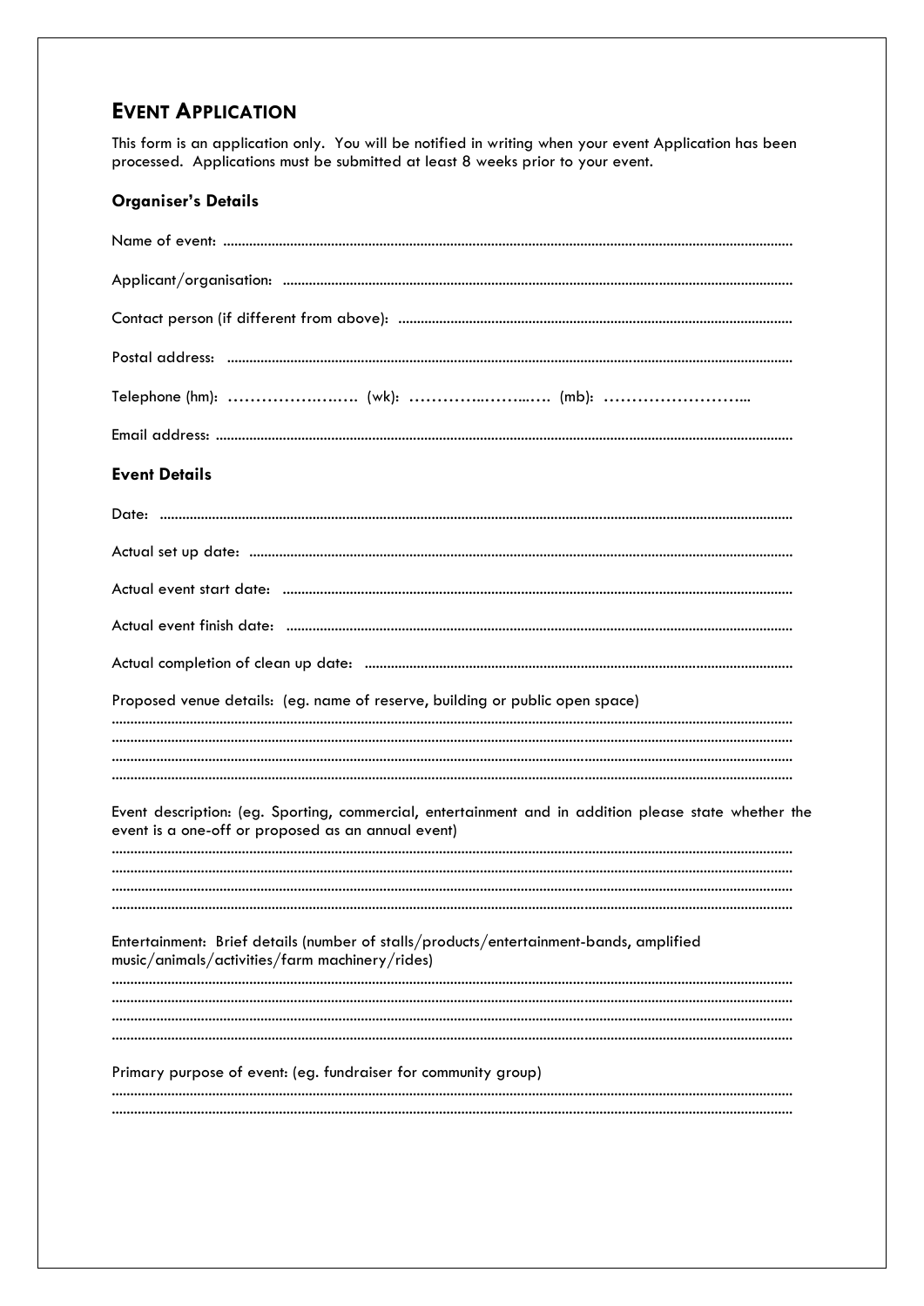## EVENT APPLICATION

This form is an application only. You will be notified in writing when your event Application has been processed. Applications must be submitted at least 8 weeks prior to your event.

### Organiser's Details

Name of event: ..............................................................................................................................................

Applicant/organisation: ..............................................................................................................................

Contact person (if different from above): ..................................................................................................

Postal address: ...........................................................................................................................................

Telephone (hm): …………………… (wk): ………………………… (mb): ……………………...

Email address: ............................................................................................................................................

### Event Details

Date: ...........................................................................................................................................................

Actual set up date: ......................................................................................................................................

Actual event start date: ..............................................................................................................................

Actual event finish date: .............................................................................................................................

Actual completion of clean up date: ...........................................................................................................

Proposed venue details: (eg. name of reserve, building or public open space)

..................................................................................................................................................................
..................................................................................................................................................................
..................................................................................................................................................................
..................................................................................................................................................................

Event description: (eg. Sporting, commercial, entertainment and in addition please state whether the event is a one-off or proposed as an annual event)

..................................................................................................................................................................
..................................................................................................................................................................
..................................................................................................................................................................
..................................................................................................................................................................

Entertainment: Brief details (number of stalls/products/entertainment-bands, amplified music/animals/activities/farm machinery/rides)

..................................................................................................................................................................
..................................................................................................................................................................
..................................................................................................................................................................
..................................................................................................................................................................

Primary purpose of event: (eg. fundraiser for community group)

..................................................................................................................................................................
..................................................................................................................................................................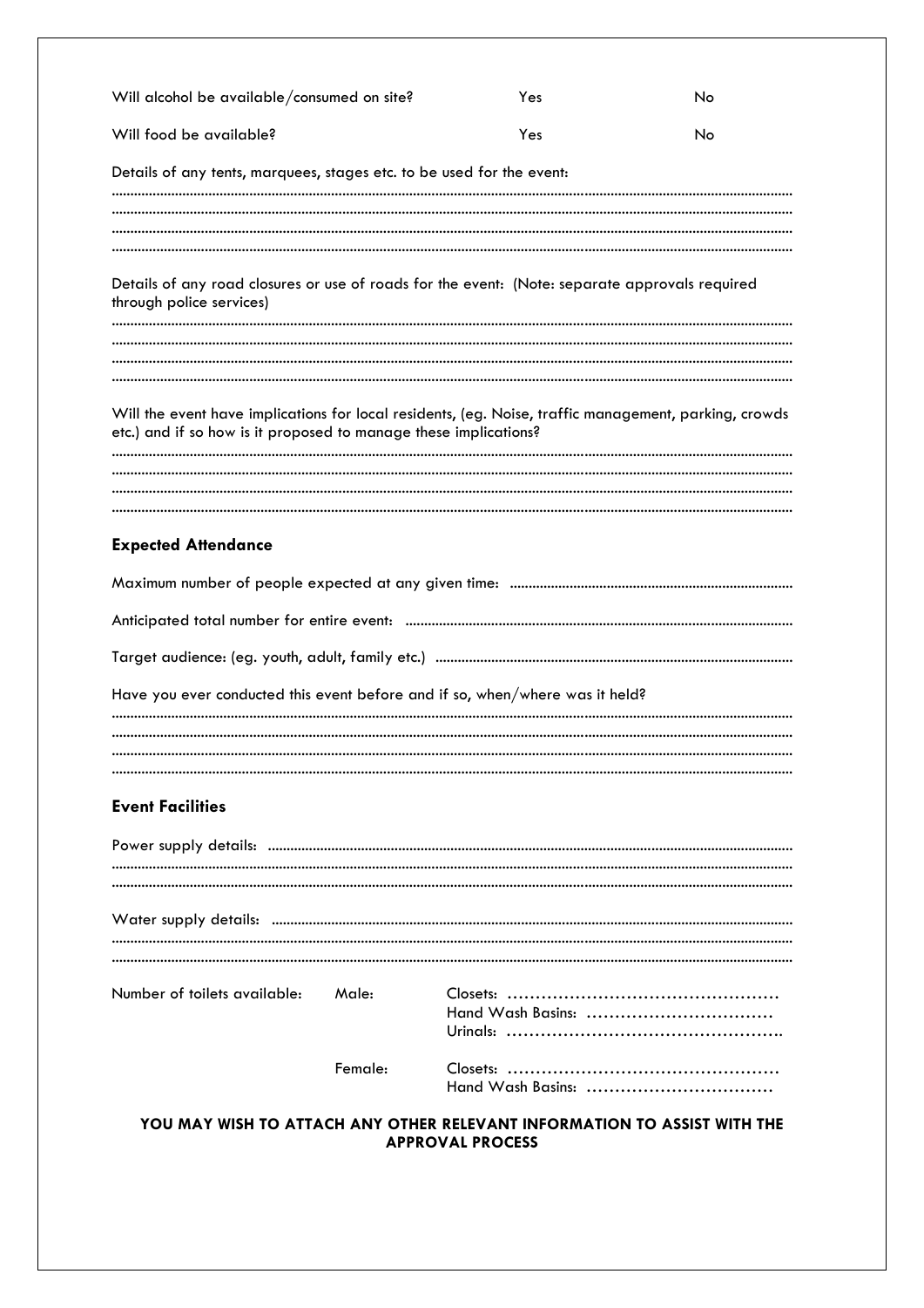| Will alcohol be available/consumed on site? | Yes | No |
|---|---|---|
| Will food be available? | Yes | No |

Details of any tents, marquees, stages etc. to be used for the event:

.............................................................................................................................................................

.............................................................................................................................................................

.............................................................................................................................................................

.............................................................................................................................................................

Details of any road closures or use of roads for the event: (Note: separate approvals required through police services)

.............................................................................................................................................................

.............................................................................................................................................................

.............................................................................................................................................................

.............................................................................................................................................................

Will the event have implications for local residents, (eg. Noise, traffic management, parking, crowds etc.) and if so how is it proposed to manage these implications?

.............................................................................................................................................................

.............................................................................................................................................................

.............................................................................................................................................................

.............................................................................................................................................................

## Expected Attendance

Maximum number of people expected at any given time: ..........................................................................

Anticipated total number for entire event: .......................................................................................................

Target audience: (eg. youth, adult, family etc.) ...............................................................................................

Have you ever conducted this event before and if so, when/where was it held?

.............................................................................................................................................................

.............................................................................................................................................................

.............................................................................................................................................................

.............................................................................................................................................................

## Event Facilities

Power supply details: ..........................................................................................................................................

.............................................................................................................................................................

.............................................................................................................................................................

Water supply details: .........................................................................................................................................

.............................................................................................................................................................

.............................................................................................................................................................

| Number of toilets available: | Male: | Closets: ............................................... |
|---|---|---|
| | | Hand Wash Basins: ................................ |
| | | Urinals: ............................................... |
| | Female: | Closets: ............................................... |
| | | Hand Wash Basins: ................................ |

**YOU MAY WISH TO ATTACH ANY OTHER RELEVANT INFORMATION TO ASSIST WITH THE APPROVAL PROCESS**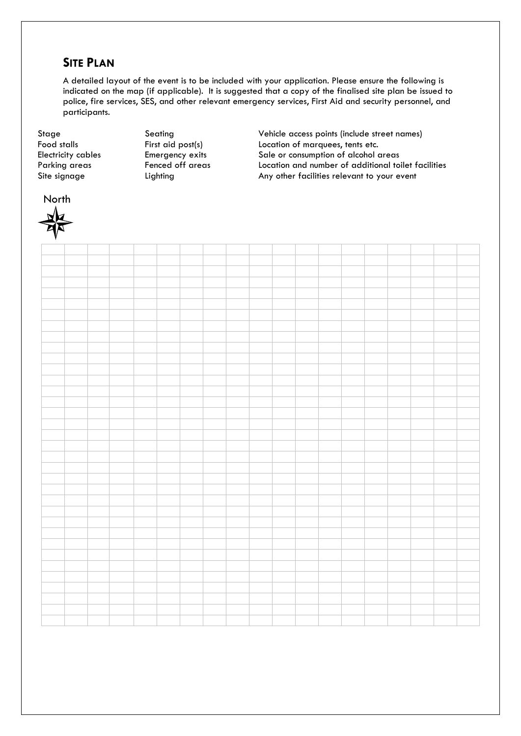## SITE PLAN

A detailed layout of the event is to be included with your application. Please ensure the following is indicated on the map (if applicable). It is suggested that a copy of the finalised site plan be issued to police, fire services, SES, and other relevant emergency services, First Aid and security personnel, and participants.

| | | |
|---|---|---|
| Stage | Seating | Vehicle access points (include street names) |
| Food stalls | First aid post(s) | Location of marquees, tents etc. |
| Electricity cables | Emergency exits | Sale or consumption of alcohol areas |
| Parking areas | Fenced off areas | Location and number of additional toilet facilities |
| Site signage | Lighting | Any other facilities relevant to your event |

North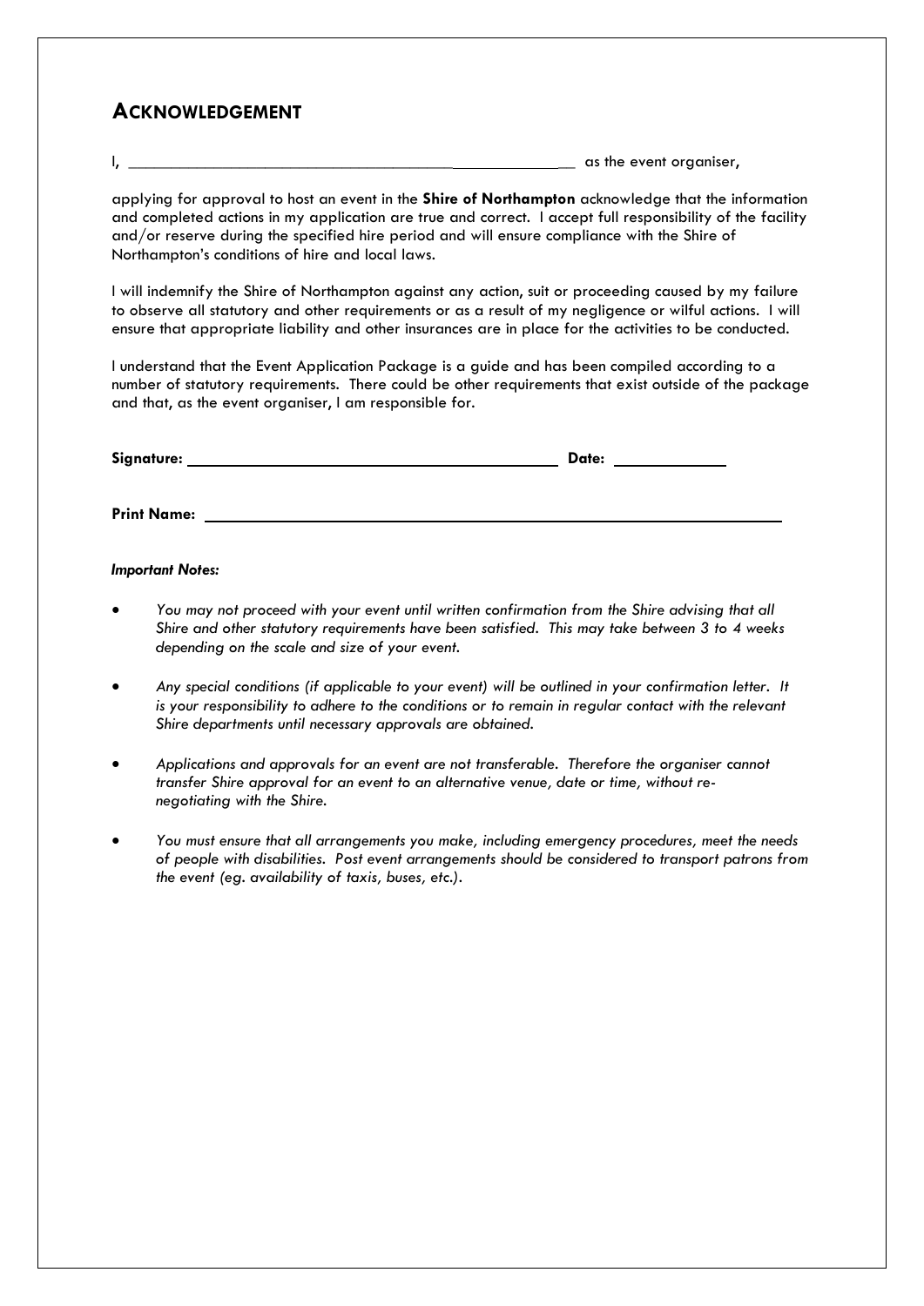# ACKNOWLEDGEMENT

I, ______________________________________________________ as the event organiser,

applying for approval to host an event in the **Shire of Northampton** acknowledge that the information and completed actions in my application are true and correct. I accept full responsibility of the facility and/or reserve during the specified hire period and will ensure compliance with the Shire of Northampton's conditions of hire and local laws.

I will indemnify the Shire of Northampton against any action, suit or proceeding caused by my failure to observe all statutory and other requirements or as a result of my negligence or wilful actions. I will ensure that appropriate liability and other insurances are in place for the activities to be conducted.

I understand that the Event Application Package is a guide and has been compiled according to a number of statutory requirements. There could be other requirements that exist outside of the package and that, as the event organiser, I am responsible for.

**Signature:** ____________________________________________ **Date:** _____________

**Print Name:** ____________________________________________________________________

***Important Notes:***

- *You may not proceed with your event until written confirmation from the Shire advising that all Shire and other statutory requirements have been satisfied. This may take between 3 to 4 weeks depending on the scale and size of your event.*
- *Any special conditions (if applicable to your event) will be outlined in your confirmation letter. It is your responsibility to adhere to the conditions or to remain in regular contact with the relevant Shire departments until necessary approvals are obtained.*
- *Applications and approvals for an event are not transferable. Therefore the organiser cannot transfer Shire approval for an event to an alternative venue, date or time, without re-negotiating with the Shire.*
- *You must ensure that all arrangements you make, including emergency procedures, meet the needs of people with disabilities. Post event arrangements should be considered to transport patrons from the event (eg. availability of taxis, buses, etc.).*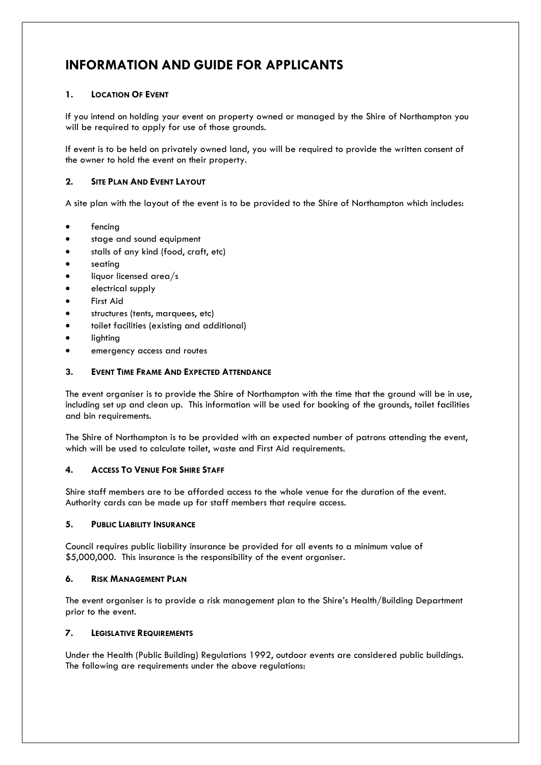# INFORMATION AND GUIDE FOR APPLICANTS

## 1. LOCATION OF EVENT

If you intend on holding your event on property owned or managed by the Shire of Northampton you will be required to apply for use of those grounds.

If event is to be held on privately owned land, you will be required to provide the written consent of the owner to hold the event on their property.

## 2. SITE PLAN AND EVENT LAYOUT

A site plan with the layout of the event is to be provided to the Shire of Northampton which includes:

- fencing
- stage and sound equipment
- stalls of any kind (food, craft, etc)
- seating
- liquor licensed area/s
- electrical supply
- First Aid
- structures (tents, marquees, etc)
- toilet facilities (existing and additional)
- lighting
- emergency access and routes

## 3. EVENT TIME FRAME AND EXPECTED ATTENDANCE

The event organiser is to provide the Shire of Northampton with the time that the ground will be in use, including set up and clean up. This information will be used for booking of the grounds, toilet facilities and bin requirements.

The Shire of Northampton is to be provided with an expected number of patrons attending the event, which will be used to calculate toilet, waste and First Aid requirements.

## 4. ACCESS TO VENUE FOR SHIRE STAFF

Shire staff members are to be afforded access to the whole venue for the duration of the event. Authority cards can be made up for staff members that require access.

## 5. PUBLIC LIABILITY INSURANCE

Council requires public liability insurance be provided for all events to a minimum value of $5,000,000. This insurance is the responsibility of the event organiser.

## 6. RISK MANAGEMENT PLAN

The event organiser is to provide a risk management plan to the Shire's Health/Building Department prior to the event.

## 7. LEGISLATIVE REQUIREMENTS

Under the Health (Public Building) Regulations 1992, outdoor events are considered public buildings. The following are requirements under the above regulations: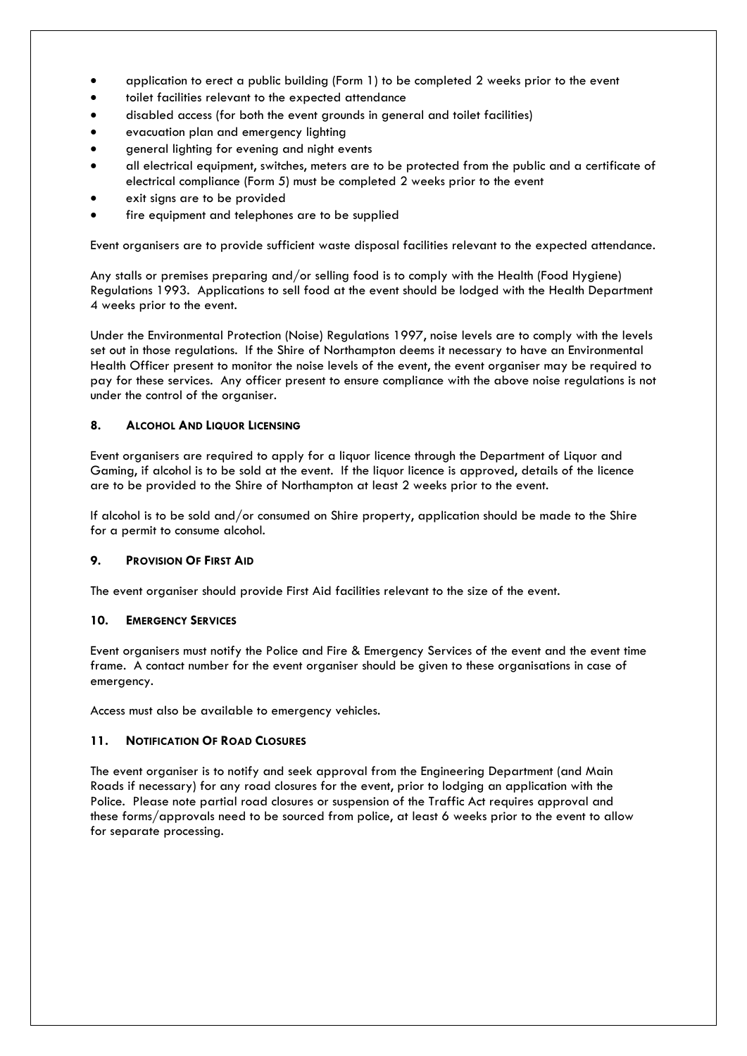- application to erect a public building (Form 1) to be completed 2 weeks prior to the event
- toilet facilities relevant to the expected attendance
- disabled access (for both the event grounds in general and toilet facilities)
- evacuation plan and emergency lighting
- general lighting for evening and night events
- all electrical equipment, switches, meters are to be protected from the public and a certificate of electrical compliance (Form 5) must be completed 2 weeks prior to the event
- exit signs are to be provided
- fire equipment and telephones are to be supplied

Event organisers are to provide sufficient waste disposal facilities relevant to the expected attendance.

Any stalls or premises preparing and/or selling food is to comply with the Health (Food Hygiene) Regulations 1993. Applications to sell food at the event should be lodged with the Health Department 4 weeks prior to the event.

Under the Environmental Protection (Noise) Regulations 1997, noise levels are to comply with the levels set out in those regulations. If the Shire of Northampton deems it necessary to have an Environmental Health Officer present to monitor the noise levels of the event, the event organiser may be required to pay for these services. Any officer present to ensure compliance with the above noise regulations is not under the control of the organiser.

## 8. Alcohol And Liquor Licensing

Event organisers are required to apply for a liquor licence through the Department of Liquor and Gaming, if alcohol is to be sold at the event. If the liquor licence is approved, details of the licence are to be provided to the Shire of Northampton at least 2 weeks prior to the event.

If alcohol is to be sold and/or consumed on Shire property, application should be made to the Shire for a permit to consume alcohol.

## 9. Provision Of First Aid

The event organiser should provide First Aid facilities relevant to the size of the event.

## 10. Emergency Services

Event organisers must notify the Police and Fire & Emergency Services of the event and the event time frame. A contact number for the event organiser should be given to these organisations in case of emergency.

Access must also be available to emergency vehicles.

## 11. Notification Of Road Closures

The event organiser is to notify and seek approval from the Engineering Department (and Main Roads if necessary) for any road closures for the event, prior to lodging an application with the Police. Please note partial road closures or suspension of the Traffic Act requires approval and these forms/approvals need to be sourced from police, at least 6 weeks prior to the event to allow for separate processing.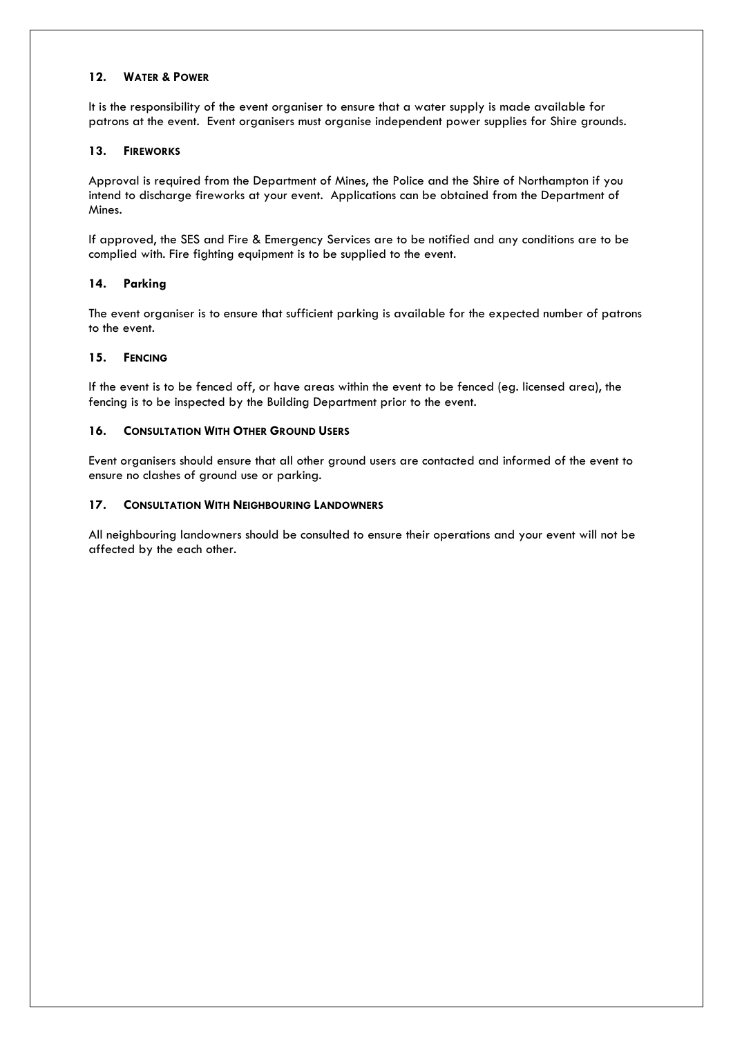### 12. WATER & POWER

It is the responsibility of the event organiser to ensure that a water supply is made available for patrons at the event. Event organisers must organise independent power supplies for Shire grounds.

### 13. FIREWORKS

Approval is required from the Department of Mines, the Police and the Shire of Northampton if you intend to discharge fireworks at your event. Applications can be obtained from the Department of Mines.

If approved, the SES and Fire & Emergency Services are to be notified and any conditions are to be complied with. Fire fighting equipment is to be supplied to the event.

### 14. Parking

The event organiser is to ensure that sufficient parking is available for the expected number of patrons to the event.

### 15. FENCING

If the event is to be fenced off, or have areas within the event to be fenced (eg. licensed area), the fencing is to be inspected by the Building Department prior to the event.

### 16. CONSULTATION WITH OTHER GROUND USERS

Event organisers should ensure that all other ground users are contacted and informed of the event to ensure no clashes of ground use or parking.

### 17. CONSULTATION WITH NEIGHBOURING LANDOWNERS

All neighbouring landowners should be consulted to ensure their operations and your event will not be affected by the each other.